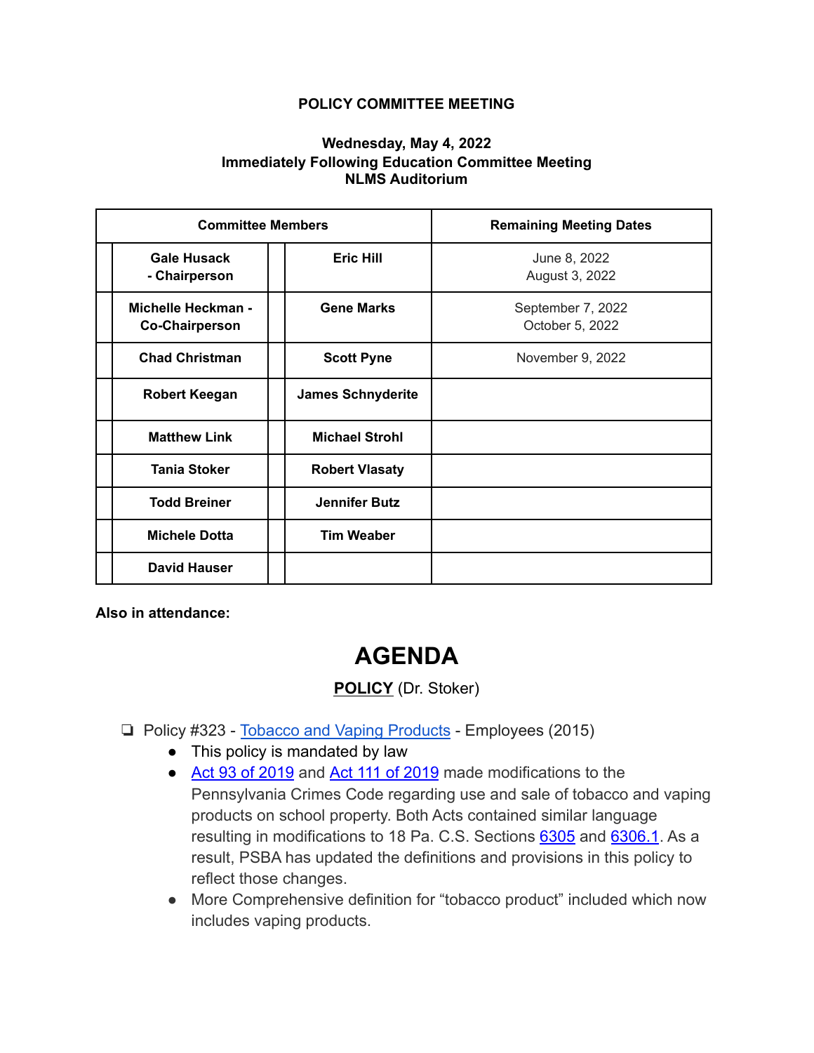**POLICY COMMITTEE MEETING**

**Wednesday, May 4, 2022**
**Immediately Following Education Committee Meeting**
**NLMS Auditorium**

| | Committee Members | | | Remaining Meeting Dates |
|---|---|---|---|---|
| | **Gale Husack - Chairperson** | | **Eric Hill** | June 8, 2022<br>August 3, 2022 |
| | **Michelle Heckman - Co-Chairperson** | | **Gene Marks** | September 7, 2022<br>October 5, 2022 |
| | **Chad Christman** | | **Scott Pyne** | November 9, 2022 |
| | **Robert Keegan** | | **James Schnyderite** | |
| | **Matthew Link** | | **Michael Strohl** | |
| | **Tania Stoker** | | **Robert Vlasaty** | |
| | **Todd Breiner** | | **Jennifer Butz** | |
| | **Michele Dotta** | | **Tim Weaber** | |
| | **David Hauser** | | | |

**Also in attendance:**

# AGENDA

**POLICY** (Dr. Stoker)

- ❑ Policy #323 - Tobacco and Vaping Products - Employees (2015)
  - This policy is mandated by law
  - Act 93 of 2019 and Act 111 of 2019 made modifications to the Pennsylvania Crimes Code regarding use and sale of tobacco and vaping products on school property. Both Acts contained similar language resulting in modifications to 18 Pa. C.S. Sections 6305 and 6306.1. As a result, PSBA has updated the definitions and provisions in this policy to reflect those changes.
  - More Comprehensive definition for "tobacco product" included which now includes vaping products.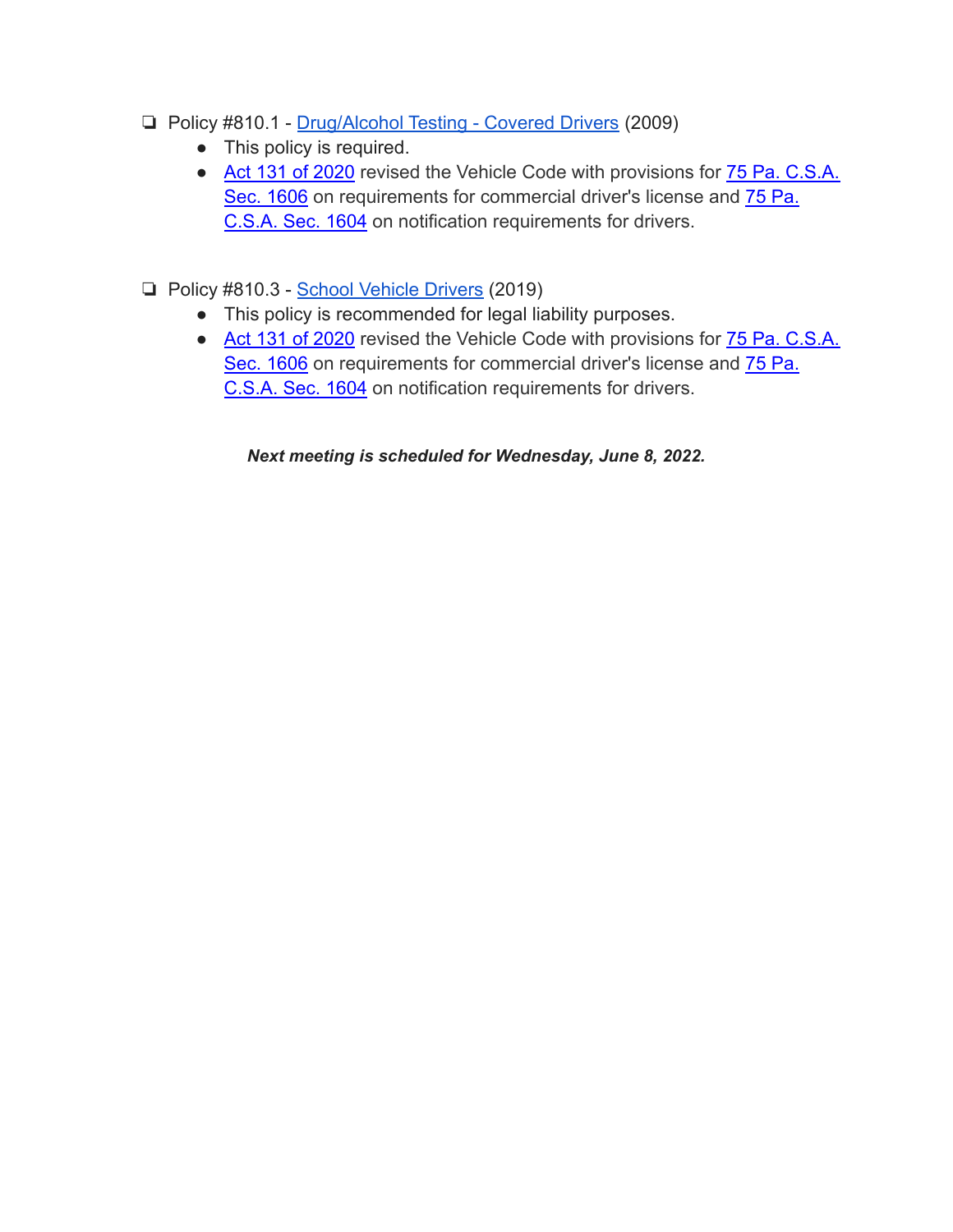- ❏ Policy #810.1 - Drug/Alcohol Testing - Covered Drivers (2009)
  - This policy is required.
  - Act 131 of 2020 revised the Vehicle Code with provisions for 75 Pa. C.S.A. Sec. 1606 on requirements for commercial driver's license and 75 Pa. C.S.A. Sec. 1604 on notification requirements for drivers.

- ❏ Policy #810.3 - School Vehicle Drivers (2019)
  - This policy is recommended for legal liability purposes.
  - Act 131 of 2020 revised the Vehicle Code with provisions for 75 Pa. C.S.A. Sec. 1606 on requirements for commercial driver's license and 75 Pa. C.S.A. Sec. 1604 on notification requirements for drivers.

***Next meeting is scheduled for Wednesday, June 8, 2022.***